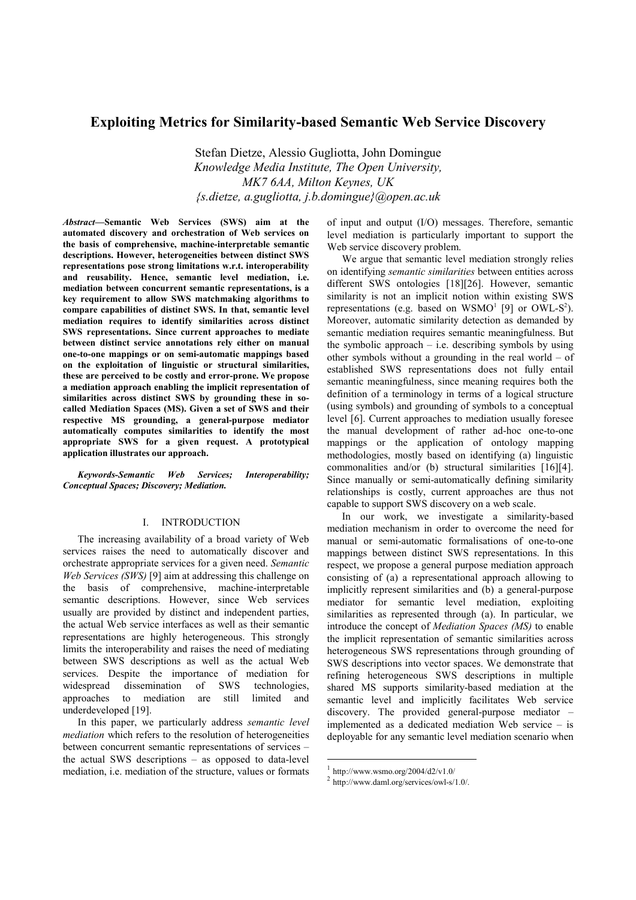# Exploiting Metrics for Similarity-based Semantic Web Service Discovery

Stefan Dietze, Alessio Gugliotta, John Domingue
*Knowledge Media Institute, The Open University,*
*MK7 6AA, Milton Keynes, UK*
*{s.dietze, a.gugliotta, j.b.domingue}@open.ac.uk*

***Abstract*—Semantic Web Services (SWS) aim at the automated discovery and orchestration of Web services on the basis of comprehensive, machine-interpretable semantic descriptions. However, heterogeneities between distinct SWS representations pose strong limitations w.r.t. interoperability and reusability. Hence, semantic level mediation, i.e. mediation between concurrent semantic representations, is a key requirement to allow SWS matchmaking algorithms to compare capabilities of distinct SWS. In that, semantic level mediation requires to identify similarities across distinct SWS representations. Since current approaches to mediate between distinct service annotations rely either on manual one-to-one mappings or on semi-automatic mappings based on the exploitation of linguistic or structural similarities, these are perceived to be costly and error-prone. We propose a mediation approach enabling the implicit representation of similarities across distinct SWS by grounding these in so-called Mediation Spaces (MS). Given a set of SWS and their respective MS grounding, a general-purpose mediator automatically computes similarities to identify the most appropriate SWS for a given request. A prototypical application illustrates our approach.**

***Keywords-Semantic Web Services; Interoperability; Conceptual Spaces; Discovery; Mediation.***

## I. INTRODUCTION

The increasing availability of a broad variety of Web services raises the need to automatically discover and orchestrate appropriate services for a given need. *Semantic Web Services (SWS)* [9] aim at addressing this challenge on the basis of comprehensive, machine-interpretable semantic descriptions. However, since Web services usually are provided by distinct and independent parties, the actual Web service interfaces as well as their semantic representations are highly heterogeneous. This strongly limits the interoperability and raises the need of mediating between SWS descriptions as well as the actual Web services. Despite the importance of mediation for widespread dissemination of SWS technologies, approaches to mediation are still limited and underdeveloped [19].

In this paper, we particularly address *semantic level mediation* which refers to the resolution of heterogeneities between concurrent semantic representations of services – the actual SWS descriptions – as opposed to data-level mediation, i.e. mediation of the structure, values or formats of input and output (I/O) messages. Therefore, semantic level mediation is particularly important to support the Web service discovery problem.

We argue that semantic level mediation strongly relies on identifying *semantic similarities* between entities across different SWS ontologies [18][26]. However, semantic similarity is not an implicit notion within existing SWS representations (e.g. based on WSMO[1] [9] or OWL-S[2]). Moreover, automatic similarity detection as demanded by semantic mediation requires semantic meaningfulness. But the symbolic approach – i.e. describing symbols by using other symbols without a grounding in the real world – of established SWS representations does not fully entail semantic meaningfulness, since meaning requires both the definition of a terminology in terms of a logical structure (using symbols) and grounding of symbols to a conceptual level [6]. Current approaches to mediation usually foresee the manual development of rather ad-hoc one-to-one mappings or the application of ontology mapping methodologies, mostly based on identifying (a) linguistic commonalities and/or (b) structural similarities [16][4]. Since manually or semi-automatically defining similarity relationships is costly, current approaches are thus not capable to support SWS discovery on a web scale.

In our work, we investigate a similarity-based mediation mechanism in order to overcome the need for manual or semi-automatic formalisations of one-to-one mappings between distinct SWS representations. In this respect, we propose a general purpose mediation approach consisting of (a) a representational approach allowing to implicitly represent similarities and (b) a general-purpose mediator for semantic level mediation, exploiting similarities as represented through (a). In particular, we introduce the concept of *Mediation Spaces (MS)* to enable the implicit representation of semantic similarities across heterogeneous SWS representations through grounding of SWS descriptions into vector spaces. We demonstrate that refining heterogeneous SWS descriptions in multiple shared MS supports similarity-based mediation at the semantic level and implicitly facilitates Web service discovery. The provided general-purpose mediator – implemented as a dedicated mediation Web service – is deployable for any semantic level mediation scenario when

[1] http://www.wsmo.org/2004/d2/v1.0/

[2] http://www.daml.org/services/owl-s/1.0/.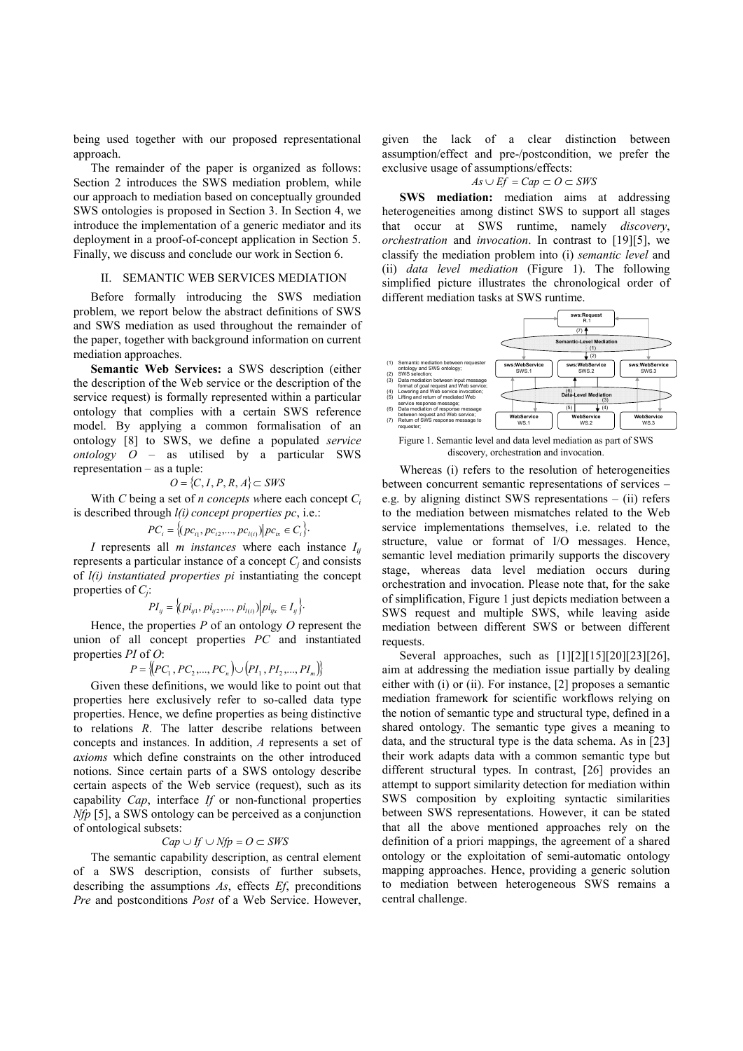being used together with our proposed representational approach.

The remainder of the paper is organized as follows: Section 2 introduces the SWS mediation problem, while our approach to mediation based on conceptually grounded SWS ontologies is proposed in Section 3. In Section 4, we introduce the implementation of a generic mediator and its deployment in a proof-of-concept application in Section 5. Finally, we discuss and conclude our work in Section 6.

## II. SEMANTIC WEB SERVICES MEDIATION

Before formally introducing the SWS mediation problem, we report below the abstract definitions of SWS and SWS mediation as used throughout the remainder of the paper, together with background information on current mediation approaches.

**Semantic Web Services:** a SWS description (either the description of the Web service or the description of the service request) is formally represented within a particular ontology that complies with a certain SWS reference model. By applying a common formalisation of an ontology [8] to SWS, we define a populated *service ontology* $O$ – as utilised by a particular SWS representation – as a tuple:

$$O = \{C, I, P, R, A\} \subset SWS$$

With $C$ being a set of *n concepts* where each concept $C_i$ is described through *l(i) concept properties pc*, i.e.:

$$PC_i = \{(pc_{i1}, pc_{i2}, ..., pc_{l(i)}) | pc_{ix} \in C_i\}.$$

$I$ represents all *m instances* where each instance $I_{ij}$ represents a particular instance of a concept $C_j$ and consists of *l(i) instantiated properties pi* instantiating the concept properties of $C_j$:

$$PI_{ij} = \{(pi_{ij1}, pi_{ij2}, ..., pi_{l(i)}) | pi_{ijx} \in I_{ij}\}.$$

Hence, the properties $P$ of an ontology $O$ represent the union of all concept properties $PC$ and instantiated properties $PI$ of $O$:

$$P = \{(PC_1, PC_2, ..., PC_n) \cup (PI_1, PI_2, ..., PI_m)\}$$

Given these definitions, we would like to point out that properties here exclusively refer to so-called data type properties. Hence, we define properties as being distinctive to relations $R$. The latter describe relations between concepts and instances. In addition, $A$ represents a set of *axioms* which define constraints on the other introduced notions. Since certain parts of a SWS ontology describe certain aspects of the Web service (request), such as its capability $Cap$, interface $If$ or non-functional properties $Nfp$ [5], a SWS ontology can be perceived as a conjunction of ontological subsets:

$$Cap \cup If \cup Nfp = O \subset SWS$$

The semantic capability description, as central element of a SWS description, consists of further subsets, describing the assumptions $As$, effects $Ef$, preconditions $Pre$ and postconditions $Post$ of a Web Service. However, given the lack of a clear distinction between assumption/effect and pre-/postcondition, we prefer the exclusive usage of assumptions/effects:

$$As \cup Ef = Cap \subset O \subset SWS$$

**SWS mediation:** mediation aims at addressing heterogeneities among distinct SWS to support all stages that occur at SWS runtime, namely *discovery*, *orchestration* and *invocation*. In contrast to [19][5], we classify the mediation problem into (i) *semantic level* and (ii) *data level mediation* (Figure 1). The following simplified picture illustrates the chronological order of different mediation tasks at SWS runtime.

(1) Semantic mediation between requester ontology and SWS ontology;
(2) SWS selection;
(3) Data mediation between input message format of goal request and Web service;
(4) Lowering and Web service invocation;
(5) Lifting and return of mediated Web service response message;
(6) Data mediation of response message between request and Web service;
(7) Return of SWS response message to requester;

Figure 1. Semantic level and data level mediation as part of SWS discovery, orchestration and invocation.

Whereas (i) refers to the resolution of heterogeneities between concurrent semantic representations of services – e.g. by aligning distinct SWS representations – (ii) refers to the mediation between mismatches related to the Web service implementations themselves, i.e. related to the structure, value or format of I/O messages. Hence, semantic level mediation primarily supports the discovery stage, whereas data level mediation occurs during orchestration and invocation. Please note that, for the sake of simplification, Figure 1 just depicts mediation between a SWS request and multiple SWS, while leaving aside mediation between different SWS or between different requests.

Several approaches, such as [1][2][15][20][23][26], aim at addressing the mediation issue partially by dealing either with (i) or (ii). For instance, [2] proposes a semantic mediation framework for scientific workflows relying on the notion of semantic type and structural type, defined in a shared ontology. The semantic type gives a meaning to data, and the structural type is the data schema. As in [23] their work adapts data with a common semantic type but different structural types. In contrast, [26] provides an attempt to support similarity detection for mediation within SWS composition by exploiting syntactic similarities between SWS representations. However, it can be stated that all the above mentioned approaches rely on the definition of a priori mappings, the agreement of a shared ontology or the exploitation of semi-automatic ontology mapping approaches. Hence, providing a generic solution to mediation between heterogeneous SWS remains a central challenge.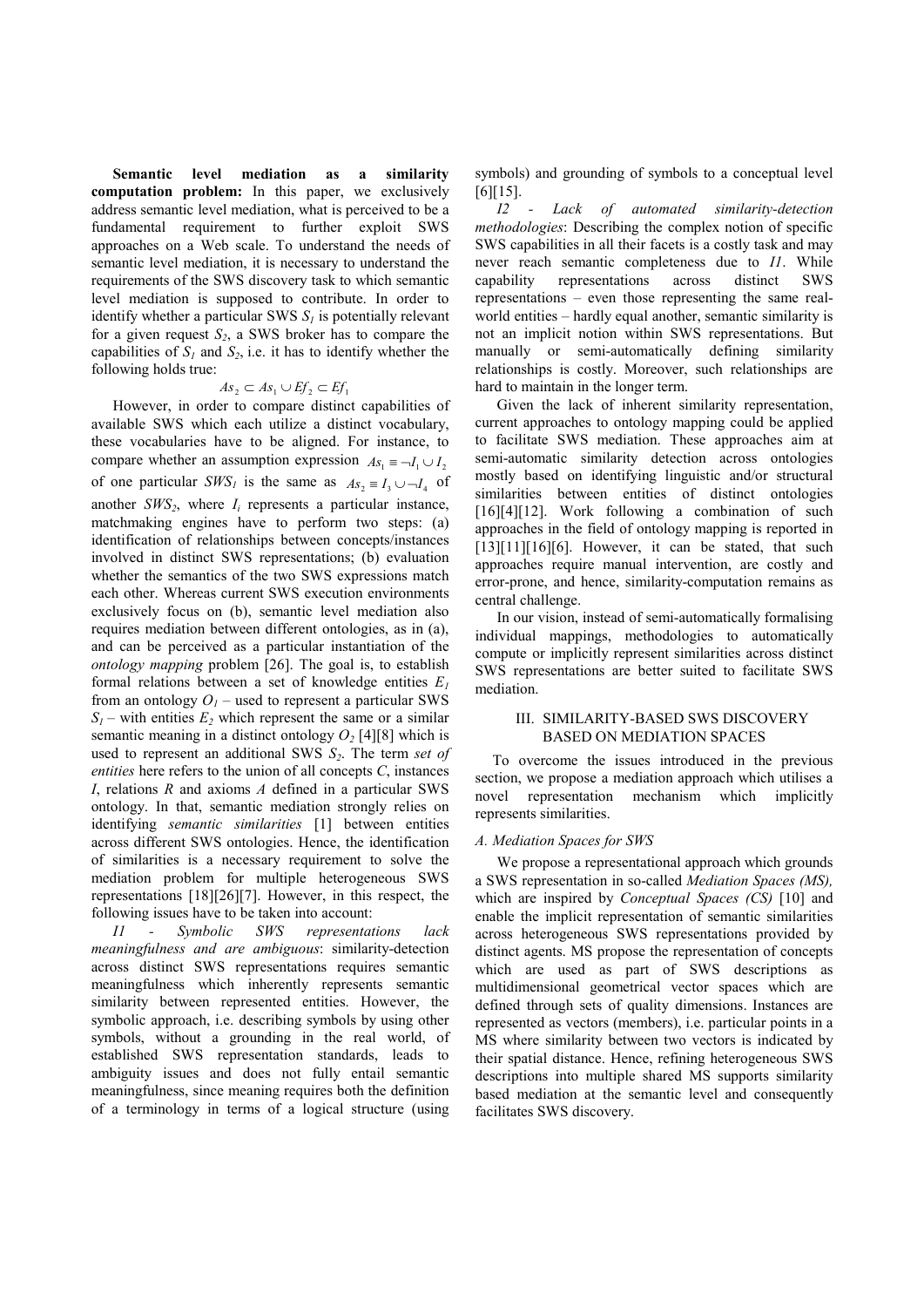**Semantic level mediation as a similarity computation problem:** In this paper, we exclusively address semantic level mediation, what is perceived to be a fundamental requirement to further exploit SWS approaches on a Web scale. To understand the needs of semantic level mediation, it is necessary to understand the requirements of the SWS discovery task to which semantic level mediation is supposed to contribute. In order to identify whether a particular SWS $S_1$ is potentially relevant for a given request $S_2$, a SWS broker has to compare the capabilities of $S_1$ and $S_2$, i.e. it has to identify whether the following holds true:

$$As_2 \subset As_1 \cup Ef_2 \subset Ef_1$$

However, in order to compare distinct capabilities of available SWS which each utilize a distinct vocabulary, these vocabularies have to be aligned. For instance, to compare whether an assumption expression $As_1 \equiv \neg I_1 \cup I_2$ of one particular $SWS_1$ is the same as $As_2 \equiv I_3 \cup \neg I_4$ of another $SWS_2$, where $I_i$ represents a particular instance, matchmaking engines have to perform two steps: (a) identification of relationships between concepts/instances involved in distinct SWS representations; (b) evaluation whether the semantics of the two SWS expressions match each other. Whereas current SWS execution environments exclusively focus on (b), semantic level mediation also requires mediation between different ontologies, as in (a), and can be perceived as a particular instantiation of the *ontology mapping* problem [26]. The goal is, to establish formal relations between a set of knowledge entities $E_1$ from an ontology $O_1$ – used to represent a particular SWS $S_1$ – with entities $E_2$ which represent the same or a similar semantic meaning in a distinct ontology $O_2$ [4][8] which is used to represent an additional SWS $S_2$. The term *set of entities* here refers to the union of all concepts *C*, instances *I*, relations *R* and axioms *A* defined in a particular SWS ontology. In that, semantic mediation strongly relies on identifying *semantic similarities* [1] between entities across different SWS ontologies. Hence, the identification of similarities is a necessary requirement to solve the mediation problem for multiple heterogeneous SWS representations [18][26][7]. However, in this respect, the following issues have to be taken into account:

*I1 - Symbolic SWS representations lack meaningfulness and are ambiguous*: similarity-detection across distinct SWS representations requires semantic meaningfulness which inherently represents semantic similarity between represented entities. However, the symbolic approach, i.e. describing symbols by using other symbols, without a grounding in the real world, of established SWS representation standards, leads to ambiguity issues and does not fully entail semantic meaningfulness, since meaning requires both the definition of a terminology in terms of a logical structure (using symbols) and grounding of symbols to a conceptual level [6][15].

*I2 - Lack of automated similarity-detection methodologies*: Describing the complex notion of specific SWS capabilities in all their facets is a costly task and may never reach semantic completeness due to *I1*. While capability representations across distinct SWS representations – even those representing the same real-world entities – hardly equal another, semantic similarity is not an implicit notion within SWS representations. But manually or semi-automatically defining similarity relationships is costly. Moreover, such relationships are hard to maintain in the longer term.

Given the lack of inherent similarity representation, current approaches to ontology mapping could be applied to facilitate SWS mediation. These approaches aim at semi-automatic similarity detection across ontologies mostly based on identifying linguistic and/or structural similarities between entities of distinct ontologies [16][4][12]. Work following a combination of such approaches in the field of ontology mapping is reported in [13][11][16][6]. However, it can be stated, that such approaches require manual intervention, are costly and error-prone, and hence, similarity-computation remains as central challenge.

In our vision, instead of semi-automatically formalising individual mappings, methodologies to automatically compute or implicitly represent similarities across distinct SWS representations are better suited to facilitate SWS mediation.

## III. SIMILARITY-BASED SWS DISCOVERY BASED ON MEDIATION SPACES

To overcome the issues introduced in the previous section, we propose a mediation approach which utilises a novel representation mechanism which implicitly represents similarities.

### *A. Mediation Spaces for SWS*

We propose a representational approach which grounds a SWS representation in so-called *Mediation Spaces (MS),* which are inspired by *Conceptual Spaces (CS)* [10] and enable the implicit representation of semantic similarities across heterogeneous SWS representations provided by distinct agents. MS propose the representation of concepts which are used as part of SWS descriptions as multidimensional geometrical vector spaces which are defined through sets of quality dimensions. Instances are represented as vectors (members), i.e. particular points in a MS where similarity between two vectors is indicated by their spatial distance. Hence, refining heterogeneous SWS descriptions into multiple shared MS supports similarity based mediation at the semantic level and consequently facilitates SWS discovery.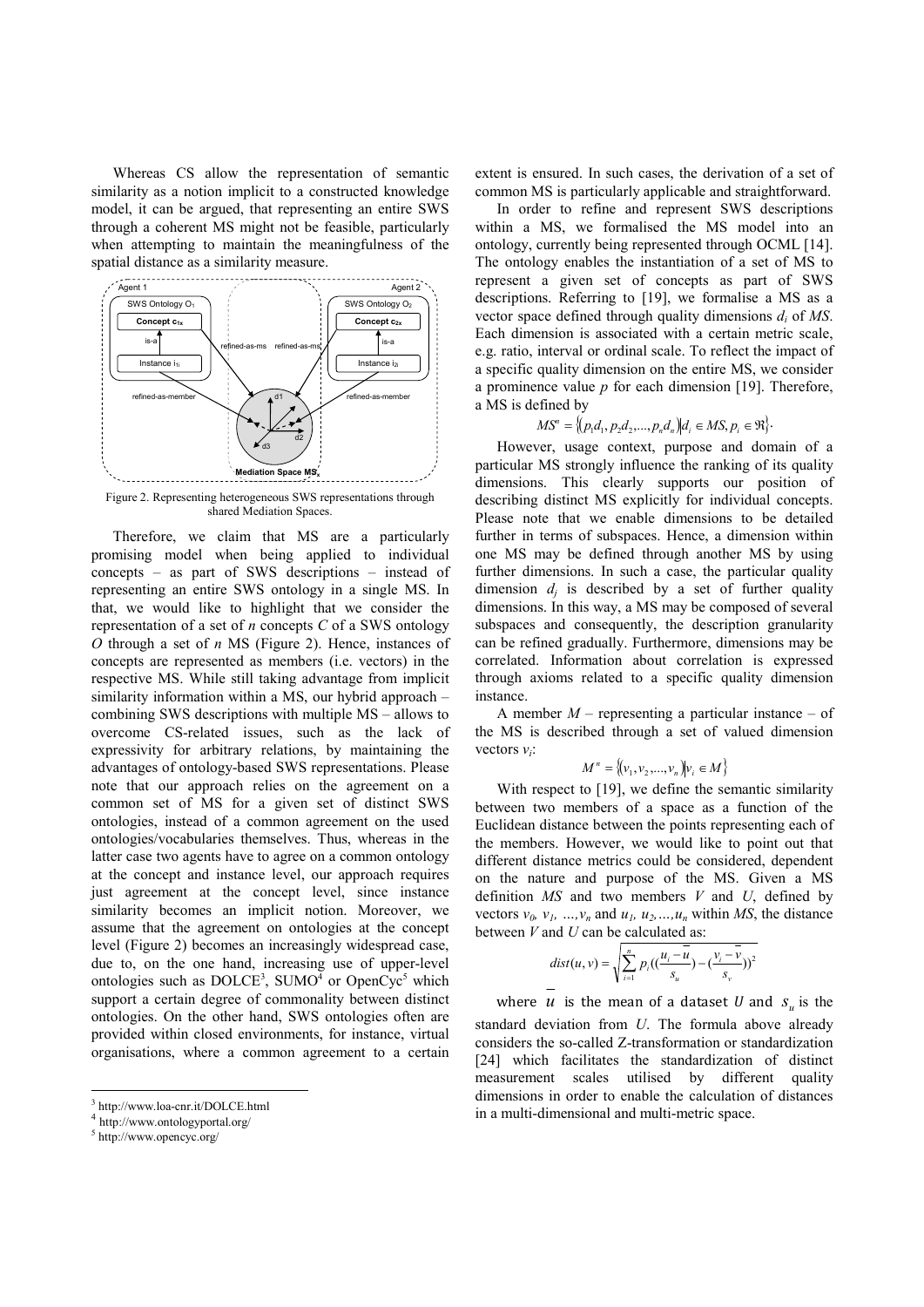Whereas CS allow the representation of semantic similarity as a notion implicit to a constructed knowledge model, it can be argued, that representing an entire SWS through a coherent MS might not be feasible, particularly when attempting to maintain the meaningfulness of the spatial distance as a similarity measure.

Figure 2. Representing heterogeneous SWS representations through shared Mediation Spaces.

Therefore, we claim that MS are a particularly promising model when being applied to individual concepts – as part of SWS descriptions – instead of representing an entire SWS ontology in a single MS. In that, we would like to highlight that we consider the representation of a set of *n* concepts *C* of a SWS ontology *O* through a set of *n* MS (Figure 2). Hence, instances of concepts are represented as members (i.e. vectors) in the respective MS. While still taking advantage from implicit similarity information within a MS, our hybrid approach – combining SWS descriptions with multiple MS – allows to overcome CS-related issues, such as the lack of expressivity for arbitrary relations, by maintaining the advantages of ontology-based SWS representations. Please note that our approach relies on the agreement on a common set of MS for a given set of distinct SWS ontologies, instead of a common agreement on the used ontologies/vocabularies themselves. Thus, whereas in the latter case two agents have to agree on a common ontology at the concept and instance level, our approach requires just agreement at the concept level, since instance similarity becomes an implicit notion. Moreover, we assume that the agreement on ontologies at the concept level (Figure 2) becomes an increasingly widespread case, due to, on the one hand, increasing use of upper-level ontologies such as DOLCE[3], SUMO[4] or OpenCyc[5] which support a certain degree of commonality between distinct ontologies. On the other hand, SWS ontologies often are provided within closed environments, for instance, virtual organisations, where a common agreement to a certain extent is ensured. In such cases, the derivation of a set of common MS is particularly applicable and straightforward.

In order to refine and represent SWS descriptions within a MS, we formalised the MS model into an ontology, currently being represented through OCML [14]. The ontology enables the instantiation of a set of MS to represent a given set of concepts as part of SWS descriptions. Referring to [19], we formalise a MS as a vector space defined through quality dimensions $d_i$ of *MS*. Each dimension is associated with a certain metric scale, e.g. ratio, interval or ordinal scale. To reflect the impact of a specific quality dimension on the entire MS, we consider a prominence value *p* for each dimension [19]. Therefore, a MS is defined by

$$MS^n = \{(p_1 d_1, p_2 d_2, ..., p_n d_n) | d_i \in MS, p_i \in \Re\}.$$

However, usage context, purpose and domain of a particular MS strongly influence the ranking of its quality dimensions. This clearly supports our position of describing distinct MS explicitly for individual concepts. Please note that we enable dimensions to be detailed further in terms of subspaces. Hence, a dimension within one MS may be defined through another MS by using further dimensions. In such a case, the particular quality dimension $d_j$ is described by a set of further quality dimensions. In this way, a MS may be composed of several subspaces and consequently, the description granularity can be refined gradually. Furthermore, dimensions may be correlated. Information about correlation is expressed through axioms related to a specific quality dimension instance.

A member *M* – representing a particular instance – of the MS is described through a set of valued dimension vectors $v_i$:

$$M^n = \{(v_1, v_2, ..., v_n) | v_i \in M\}$$

With respect to [19], we define the semantic similarity between two members of a space as a function of the Euclidean distance between the points representing each of the members. However, we would like to point out that different distance metrics could be considered, dependent on the nature and purpose of the MS. Given a MS definition *MS* and two members *V* and *U*, defined by vectors $v_0, v_1, ..., v_n$ and $u_1, u_2, ..., u_n$ within *MS*, the distance between *V* and *U* can be calculated as:

$$dist(u, v) = \sqrt{\sum_{i=1}^{n} p_i \left( \left( \frac{u_i - \bar{u}}{s_u} \right) - \left( \frac{v_i - \bar{v}}{s_v} \right) \right)^2}$$

where $\bar{u}$ is the mean of a dataset *U* and $s_u$ is the standard deviation from *U*. The formula above already considers the so-called Z-transformation or standardization [24] which facilitates the standardization of distinct measurement scales utilised by different quality dimensions in order to enable the calculation of distances in a multi-dimensional and multi-metric space.

[3] http://www.loa-cnr.it/DOLCE.html

[4] http://www.ontologyportal.org/

[5] http://www.opencyc.org/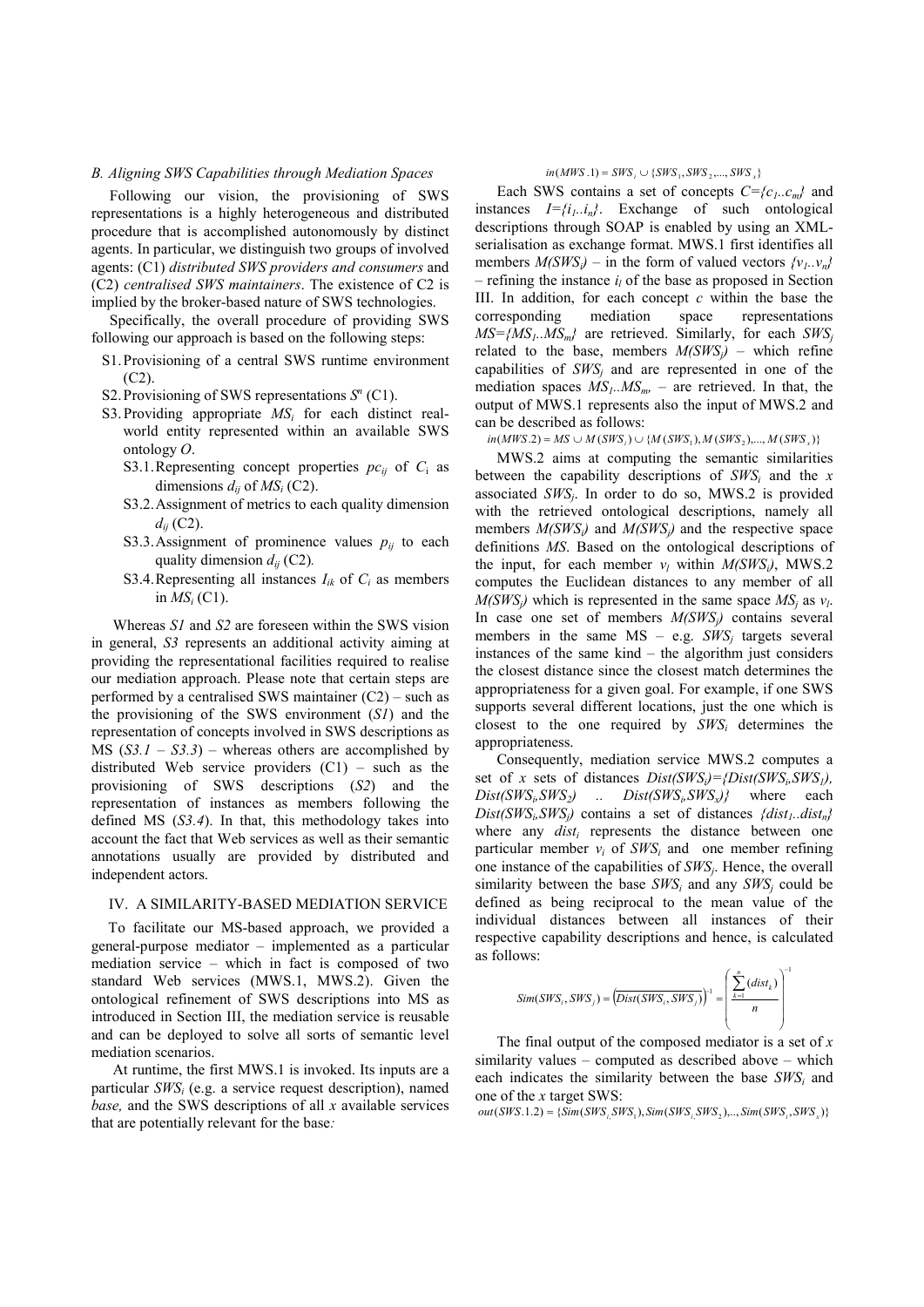### *B. Aligning SWS Capabilities through Mediation Spaces*

Following our vision, the provisioning of SWS representations is a highly heterogeneous and distributed procedure that is accomplished autonomously by distinct agents. In particular, we distinguish two groups of involved agents: (C1) *distributed SWS providers and consumers* and (C2) *centralised SWS maintainers*. The existence of C2 is implied by the broker-based nature of SWS technologies.

Specifically, the overall procedure of providing SWS following our approach is based on the following steps:

- S1. Provisioning of a central SWS runtime environment (C2).
- S2. Provisioning of SWS representations $S^n$ (C1).
- S3. Providing appropriate $MS_i$ for each distinct real-world entity represented within an available SWS ontology $O$.
  - S3.1. Representing concept properties $pc_{ij}$ of $C_i$ as dimensions $d_{ij}$ of $MS_i$ (C2).
  - S3.2. Assignment of metrics to each quality dimension $d_{ij}$ (C2).
  - S3.3. Assignment of prominence values $p_{ij}$ to each quality dimension $d_{ij}$ (C2).
  - S3.4. Representing all instances $I_{ik}$ of $C_i$ as members in $MS_i$ (C1).

Whereas *S1* and *S2* are foreseen within the SWS vision in general, *S3* represents an additional activity aiming at providing the representational facilities required to realise our mediation approach. Please note that certain steps are performed by a centralised SWS maintainer (C2) – such as the provisioning of the SWS environment (*S1*) and the representation of concepts involved in SWS descriptions as MS (*S3.1 – S3.3*) – whereas others are accomplished by distributed Web service providers (C1) – such as the provisioning of SWS descriptions (*S2*) and the representation of instances as members following the defined MS (*S3.4*). In that, this methodology takes into account the fact that Web services as well as their semantic annotations usually are provided by distributed and independent actors.

## IV. A SIMILARITY-BASED MEDIATION SERVICE

To facilitate our MS-based approach, we provided a general-purpose mediator – implemented as a particular mediation service – which in fact is composed of two standard Web services (MWS.1, MWS.2). Given the ontological refinement of SWS descriptions into MS as introduced in Section III, the mediation service is reusable and can be deployed to solve all sorts of semantic level mediation scenarios.

At runtime, the first MWS.1 is invoked. Its inputs are a particular $SWS_i$ (e.g. a service request description), named *base,* and the SWS descriptions of all $x$ available services that are potentially relevant for the base*:*

$$in(MWS.1) = SWS_i \cup \{SWS_1, SWS_2, ..., SWS_x\}$$

Each SWS contains a set of concepts $C=\{c_1..c_m\}$ and instances $I=\{i_1..i_n\}$. Exchange of such ontological descriptions through SOAP is enabled by using an XML-serialisation as exchange format. MWS.1 first identifies all members $M(SWS_i)$ – in the form of valued vectors $\{v_1..v_n\}$ – refining the instance $i_l$ of the base as proposed in Section III. In addition, for each concept $c$ within the base the corresponding mediation space representations $MS=\{MS_1..MS_m\}$ are retrieved. Similarly, for each $SWS_j$ related to the base, members $M(SWS_j)$ – which refine capabilities of $SWS_j$ and are represented in one of the mediation spaces $MS_1..MS_m$ – are retrieved. In that, the output of MWS.1 represents also the input of MWS.2 and can be described as follows:

$$in(MWS.2) = MS \cup M(SWS_i) \cup \{M(SWS_1), M(SWS_2), ..., M(SWS_x)\}$$

MWS.2 aims at computing the semantic similarities between the capability descriptions of $SWS_i$ and the $x$ associated $SWS_j$. In order to do so, MWS.2 is provided with the retrieved ontological descriptions, namely all members $M(SWS_i)$ and $M(SWS_j)$ and the respective space definitions $MS$. Based on the ontological descriptions of the input, for each member $v_l$ within $M(SWS_i)$, MWS.2 computes the Euclidean distances to any member of all $M(SWS_j)$ which is represented in the same space $MS_j$ as $v_l$. In case one set of members $M(SWS_j)$ contains several members in the same MS – e.g. $SWS_j$ targets several instances of the same kind – the algorithm just considers the closest distance since the closest match determines the appropriateness for a given goal. For example, if one SWS supports several different locations, just the one which is closest to the one required by $SWS_i$ determines the appropriateness.

Consequently, mediation service MWS.2 computes a set of $x$ sets of distances $Dist(SWS_i)=\{Dist(SWS_i,SWS_1), Dist(SWS_i,SWS_2) \; .. \; Dist(SWS_i,SWS_x)\}$ where each $Dist(SWS_i,SWS_j)$ contains a set of distances $\{dist_1..dist_n\}$ where any $dist_i$ represents the distance between one particular member $v_i$ of $SWS_i$ and one member refining one instance of the capabilities of $SWS_j$. Hence, the overall similarity between the base $SWS_i$ and any $SWS_j$ could be defined as being reciprocal to the mean value of the individual distances between all instances of their respective capability descriptions and hence, is calculated as follows:

$$Sim(SWS_i, SWS_j) = \left(\overline{Dist(SWS_i, SWS_j)}\right)^{-1} = \left(\frac{\sum_{k=1}^{n}(dist_k)}{n}\right)^{-1}$$

The final output of the composed mediator is a set of $x$ similarity values – computed as described above – which each indicates the similarity between the base $SWS_i$ and one of the $x$ target SWS:

$$out(SWS.1.2) = \{Sim(SWS_i, SWS_1), Sim(SWS_i, SWS_2), ..., Sim(SWS_i, SWS_x)\}$$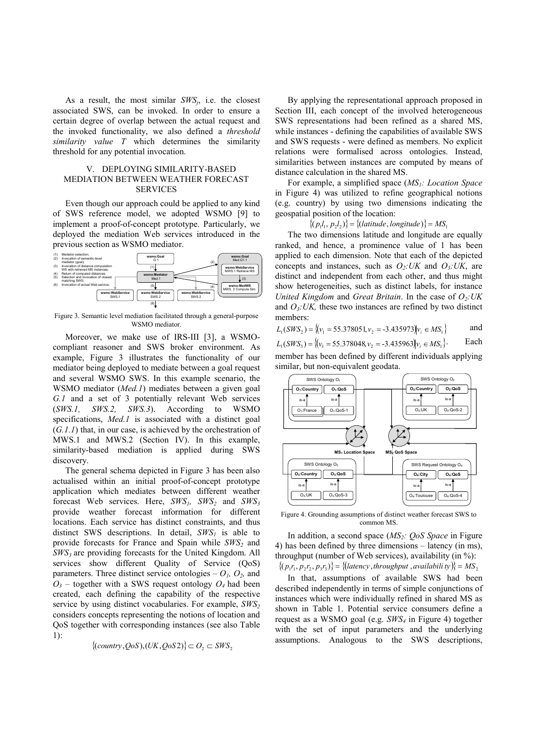As a result, the most similar $SWS_j$, i.e. the closest associated SWS, can be invoked. In order to ensure a certain degree of overlap between the actual request and the invoked functionality, we also defined a *threshold similarity value T* which determines the similarity threshold for any potential invocation.

## V. Deploying Similarity-Based Mediation Between Weather Forecast Services

Even though our approach could be applied to any kind of SWS reference model, we adopted WSMO [9] to implement a proof-of-concept prototype. Particularly, we deployed the mediation Web services introduced in the previous section as WSMO mediator.

Figure 3. Semantic level mediation facilitated through a general-purpose WSMO mediator.

Moreover, we make use of IRS-III [3], a WSMO-compliant reasoner and SWS broker environment. As example, Figure 3 illustrates the functionality of our mediator being deployed to mediate between a goal request and several WSMO SWS. In this example scenario, the WSMO mediator (*Med.1*) mediates between a given goal *G.1* and a set of 3 potentially relevant Web services (*SWS.1, SWS.2, SWS.3*). According to WSMO specifications, *Med.1* is associated with a distinct goal (*G.1.1*) that, in our case, is achieved by the orchestration of MWS.1 and MWS.2 (Section IV). In this example, similarity-based mediation is applied during SWS discovery.

The general schema depicted in Figure 3 has been also actualised within an initial proof-of-concept prototype application which mediates between different weather forecast Web services. Here, $SWS_1$, $SWS_2$ and $SWS_3$ provide weather forecast information for different locations. Each service has distinct constraints, and thus distinct SWS descriptions. In detail, $SWS_1$ is able to provide forecasts for France and Spain while $SWS_2$ and $SWS_3$ are providing forecasts for the United Kingdom. All services show different Quality of Service (QoS) parameters. Three distinct service ontologies – $O_1$, $O_2$, and $O_3$ – together with a SWS request ontology $O_4$ had been created, each defining the capability of the respective service by using distinct vocabularies. For example, $SWS_2$ considers concepts representing the notions of location and QoS together with corresponding instances (see also Table 1):

$$\{(country, QoS), (UK, QoS2)\} \subset O_2 \subset SWS_2$$

By applying the representational approach proposed in Section III, each concept of the involved heterogeneous SWS representations had been refined as a shared MS, while instances - defining the capabilities of available SWS and SWS requests - were defined as members. No explicit relations were formalised across ontologies. Instead, similarities between instances are computed by means of distance calculation in the shared MS.

For example, a simplified space ($MS_1$*: Location Space* in Figure 4) was utilized to refine geographical notions (e.g. country) by using two dimensions indicating the geospatial position of the location:

$$\{(p_1 l_1, p_2 l_2)\} = \{(latitude, longitude)\} = MS_1$$

The two dimensions latitude and longitude are equally ranked, and hence, a prominence value of 1 has been applied to each dimension. Note that each of the depicted concepts and instances, such as $O_2$*:UK* and $O_3$*:UK*, are distinct and independent from each other, and thus might show heterogeneities, such as distinct labels, for instance *United Kingdom* and *Great Britain*. In the case of $O_2$*:UK* and $O_3$*:UK,* these two instances are refined by two distinct members:

$L_1(SWS_2) = \{(v_1 = 55.378051, v_2 = \text{-}3.435973) | v_i \in MS_1\}$ and

$L_1(SWS_3) = \{(v_1 = 55.378048, v_2 = \text{-}3.435963) | v_i \in MS_1\}$. Each member has been defined by different individuals applying similar, but non-equivalent geodata.

Figure 4. Grounding assumptions of distinct weather forecast SWS to common MS.

In addition, a second space ($MS_2$*: QoS Space* in Figure 4) has been defined by three dimensions – latency (in ms), throughput (number of Web services), availability (in %):

$$\{(p_1 r_1, p_2 r_2, p_3 r_3)\} = \{(latency, throughput, availability)\} = MS_2$$

In that, assumptions of available SWS had been described independently in terms of simple conjunctions of instances which were individually refined in shared MS as shown in Table 1. Potential service consumers define a request as a WSMO goal (e.g. $SWS_4$ in Figure 4) together with the set of input parameters and the underlying assumptions. Analogous to the SWS descriptions,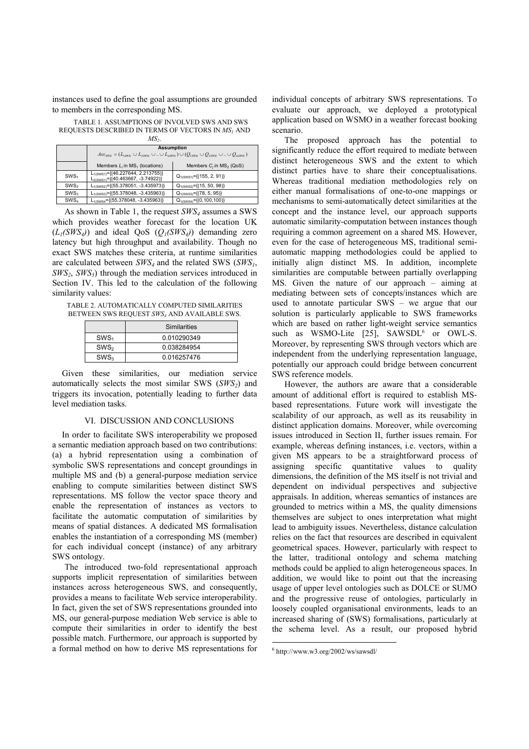instances used to define the goal assumptions are grounded to members in the corresponding MS.

TABLE 1. ASSUMPTIONS OF INVOLVED SWS AND SWS REQUESTS DESCRIBED IN TERMS OF VECTORS IN $MS_1$ AND $MS_2$.

| | Assumption $Ass_{SWSi} = (L_{1SWSi} \cup L_{2SWSi} \cup .. \cup L_{nSWSi}) \cup (Q_{1SWSi} \cup Q_{2SWSi} \cup .. \cup Q_{mSWSi})$ | |
|---|---|---|
| | Members $L_i$ in $MS_1$ (locations) | Members $C_j$ in $MS_2$ (QoS) |
| $SWS_1$ | $L_{1(SWS1)}$={(46.227644, 2.213755)} $L_{2(SWS1)}$={(40.463667, -3.74922)} | $Q_{1(SWS1)}$={(155, 2, 91)} |
| $SWS_2$ | $L_{1(SWS2)}$={(55.378051, -3.435973)} | $Q_{1(SWS2)}$={(15, 50, 98)} |
| $SWS_3$ | $L_{1(SWS3)}$={(55.378048, -3.435963)} | $Q_{1(SWS3)}$={(78, 5, 95)} |
| $SWS_4$ | $L_{1(SWS4)}$={(55.378048, -3.435963)} | $Q_{1(SWS4)}$={(0,100,100)} |

As shown in Table 1, the request $SWS_4$ assumes a SWS which provides weather forecast for the location UK ($L_1(SWS_4)$) and ideal QoS ($Q_1(SWS_4)$) demanding zero latency but high throughput and availability. Though no exact SWS matches these criteria, at runtime similarities are calculated between $SWS_4$ and the related SWS ($SWS_1$, $SWS_2$, $SWS_3$) through the mediation services introduced in Section IV. This led to the calculation of the following similarity values:

TABLE 2. AUTOMATICALLY COMPUTED SIMILARITIES BETWEEN SWS REQUEST $SWS_4$ AND AVAILABLE SWS.

| | Similarities |
|---|---|
| $SWS_1$ | 0.010290349 |
| $SWS_2$ | 0.038284954 |
| $SWS_3$ | 0.016257476 |

Given these similarities, our mediation service automatically selects the most similar SWS ($SWS_2$) and triggers its invocation, potentially leading to further data level mediation tasks.

## VI. DISCUSSION AND CONCLUSIONS

In order to facilitate SWS interoperability we proposed a semantic mediation approach based on two contributions: (a) a hybrid representation using a combination of symbolic SWS representations and concept groundings in multiple MS and (b) a general-purpose mediation service enabling to compute similarities between distinct SWS representations. MS follow the vector space theory and enable the representation of instances as vectors to facilitate the automatic computation of similarities by means of spatial distances. A dedicated MS formalisation enables the instantiation of a corresponding MS (member) for each individual concept (instance) of any arbitrary SWS ontology.

The introduced two-fold representational approach supports implicit representation of similarities between instances across heterogeneous SWS, and consequently, provides a means to facilitate Web service interoperability. In fact, given the set of SWS representations grounded into MS, our general-purpose mediation Web service is able to compute their similarities in order to identify the best possible match. Furthermore, our approach is supported by a formal method on how to derive MS representations for individual concepts of arbitrary SWS representations. To evaluate our approach, we deployed a prototypical application based on WSMO in a weather forecast booking scenario.

The proposed approach has the potential to significantly reduce the effort required to mediate between distinct heterogeneous SWS and the extent to which distinct parties have to share their conceptualisations. Whereas traditional mediation methodologies rely on either manual formalisations of one-to-one mappings or mechanisms to semi-automatically detect similarities at the concept and the instance level, our approach supports automatic similarity-computation between instances though requiring a common agreement on a shared MS. However, even for the case of heterogeneous MS, traditional semi-automatic mapping methodologies could be applied to initially align distinct MS. In addition, incomplete similarities are computable between partially overlapping MS. Given the nature of our approach – aiming at mediating between sets of concepts/instances which are used to annotate particular SWS – we argue that our solution is particularly applicable to SWS frameworks which are based on rather light-weight service semantics such as WSMO-Lite [25], SAWSDL[6] or OWL-S. Moreover, by representing SWS through vectors which are independent from the underlying representation language, potentially our approach could bridge between concurrent SWS reference models.

However, the authors are aware that a considerable amount of additional effort is required to establish MS-based representations. Future work will investigate the scalability of our approach, as well as its reusability in distinct application domains. Moreover, while overcoming issues introduced in Section II, further issues remain. For example, whereas defining instances, i.e. vectors, within a given MS appears to be a straightforward process of assigning specific quantitative values to quality dimensions, the definition of the MS itself is not trivial and dependent on individual perspectives and subjective appraisals. In addition, whereas semantics of instances are grounded to metrics within a MS, the quality dimensions themselves are subject to ones interpretation what might lead to ambiguity issues. Nevertheless, distance calculation relies on the fact that resources are described in equivalent geometrical spaces. However, particularly with respect to the latter, traditional ontology and schema matching methods could be applied to align heterogeneous spaces. In addition, we would like to point out that the increasing usage of upper level ontologies such as DOLCE or SUMO and the progressive reuse of ontologies, particularly in loosely coupled organisational environments, leads to an increased sharing of (SWS) formalisations, particularly at the schema level. As a result, our proposed hybrid

[6] http://www.w3.org/2002/ws/sawsdl/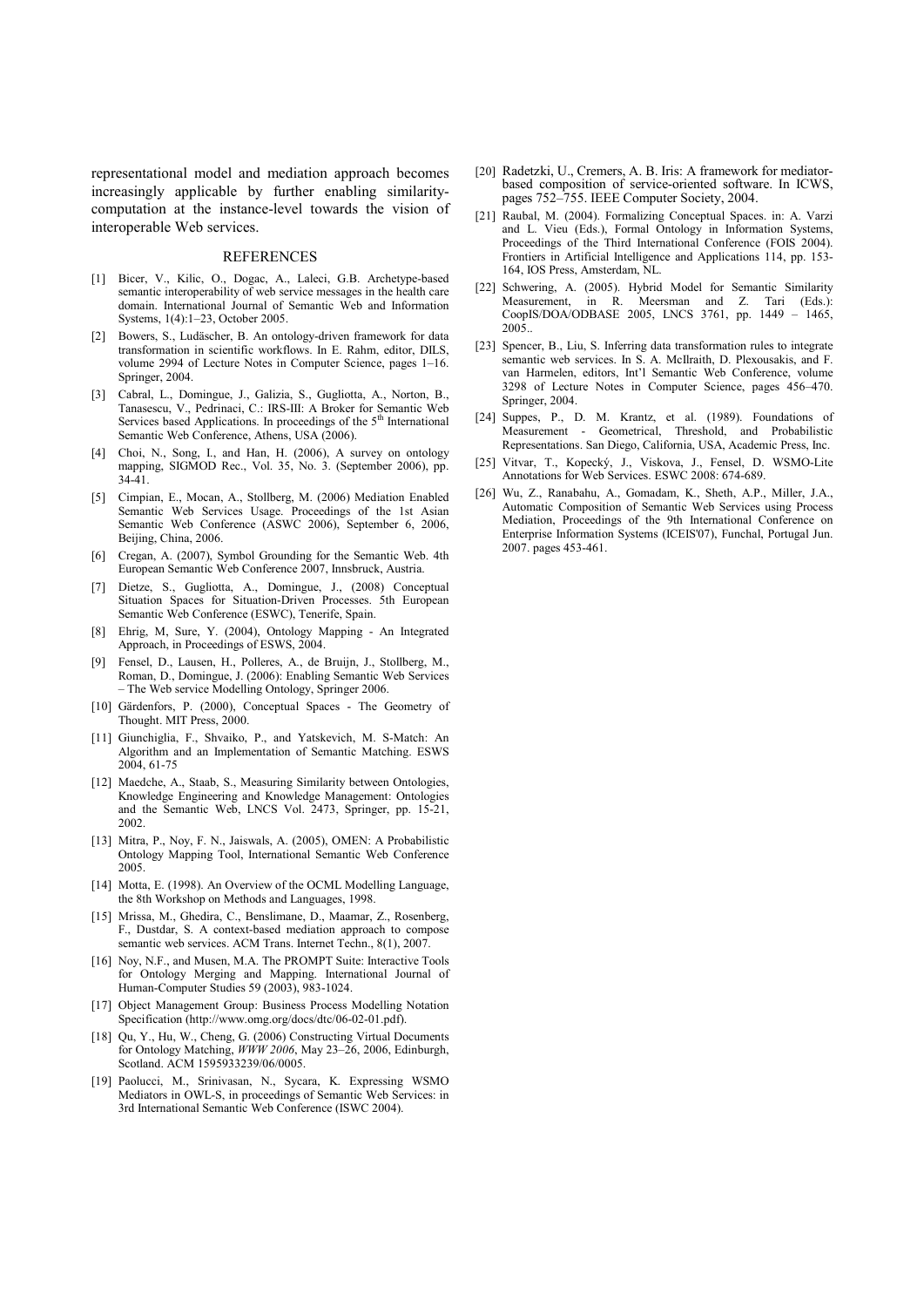representational model and mediation approach becomes increasingly applicable by further enabling similarity-computation at the instance-level towards the vision of interoperable Web services.

## REFERENCES

[1] Bicer, V., Kilic, O., Dogac, A., Laleci, G.B. Archetype-based semantic interoperability of web service messages in the health care domain. International Journal of Semantic Web and Information Systems, 1(4):1–23, October 2005.

[2] Bowers, S., Ludäscher, B. An ontology-driven framework for data transformation in scientific workflows. In E. Rahm, editor, DILS, volume 2994 of Lecture Notes in Computer Science, pages 1–16. Springer, 2004.

[3] Cabral, L., Domingue, J., Galizia, S., Gugliotta, A., Norton, B., Tanasescu, V., Pedrinaci, C.: IRS-III: A Broker for Semantic Web Services based Applications. In proceedings of the 5th International Semantic Web Conference, Athens, USA (2006).

[4] Choi, N., Song, I., and Han, H. (2006), A survey on ontology mapping, SIGMOD Rec., Vol. 35, No. 3. (September 2006), pp. 34-41.

[5] Cimpian, E., Mocan, A., Stollberg, M. (2006) Mediation Enabled Semantic Web Services Usage. Proceedings of the 1st Asian Semantic Web Conference (ASWC 2006), September 6, 2006, Beijing, China, 2006.

[6] Cregan, A. (2007), Symbol Grounding for the Semantic Web. 4th European Semantic Web Conference 2007, Innsbruck, Austria.

[7] Dietze, S., Gugliotta, A., Domingue, J., (2008) Conceptual Situation Spaces for Situation-Driven Processes. 5th European Semantic Web Conference (ESWC), Tenerife, Spain.

[8] Ehrig, M, Sure, Y. (2004), Ontology Mapping - An Integrated Approach, in Proceedings of ESWS, 2004.

[9] Fensel, D., Lausen, H., Polleres, A., de Bruijn, J., Stollberg, M., Roman, D., Domingue, J. (2006): Enabling Semantic Web Services – The Web service Modelling Ontology, Springer 2006.

[10] Gärdenfors, P. (2000), Conceptual Spaces - The Geometry of Thought. MIT Press, 2000.

[11] Giunchiglia, F., Shvaiko, P., and Yatskevich, M. S-Match: An Algorithm and an Implementation of Semantic Matching. ESWS 2004, 61-75

[12] Maedche, A., Staab, S., Measuring Similarity between Ontologies, Knowledge Engineering and Knowledge Management: Ontologies and the Semantic Web, LNCS Vol. 2473, Springer, pp. 15-21, 2002.

[13] Mitra, P., Noy, F. N., Jaiswals, A. (2005), OMEN: A Probabilistic Ontology Mapping Tool, International Semantic Web Conference 2005.

[14] Motta, E. (1998). An Overview of the OCML Modelling Language, the 8th Workshop on Methods and Languages, 1998.

[15] Mrissa, M., Ghedira, C., Benslimane, D., Maamar, Z., Rosenberg, F., Dustdar, S. A context-based mediation approach to compose semantic web services. ACM Trans. Internet Techn., 8(1), 2007.

[16] Noy, N.F., and Musen, M.A. The PROMPT Suite: Interactive Tools for Ontology Merging and Mapping. International Journal of Human-Computer Studies 59 (2003), 983-1024.

[17] Object Management Group: Business Process Modelling Notation Specification (http://www.omg.org/docs/dtc/06-02-01.pdf).

[18] Qu, Y., Hu, W., Cheng, G. (2006) Constructing Virtual Documents for Ontology Matching, *WWW 2006*, May 23–26, 2006, Edinburgh, Scotland. ACM 1595933239/06/0005.

[19] Paolucci, M., Srinivasan, N., Sycara, K. Expressing WSMO Mediators in OWL-S, in proceedings of Semantic Web Services: in 3rd International Semantic Web Conference (ISWC 2004).

[20] Radetzki, U., Cremers, A. B. Iris: A framework for mediator-based composition of service-oriented software. In ICWS, pages 752–755. IEEE Computer Society, 2004.

[21] Raubal, M. (2004). Formalizing Conceptual Spaces. in: A. Varzi and L. Vieu (Eds.), Formal Ontology in Information Systems, Proceedings of the Third International Conference (FOIS 2004). Frontiers in Artificial Intelligence and Applications 114, pp. 153-164, IOS Press, Amsterdam, NL.

[22] Schwering, A. (2005). Hybrid Model for Semantic Similarity Measurement, in R. Meersman and Z. Tari (Eds.): CoopIS/DOA/ODBASE 2005, LNCS 3761, pp. 1449 – 1465, 2005..

[23] Spencer, B., Liu, S. Inferring data transformation rules to integrate semantic web services. In S. A. McIlraith, D. Plexousakis, and F. van Harmelen, editors, Int'l Semantic Web Conference, volume 3298 of Lecture Notes in Computer Science, pages 456–470. Springer, 2004.

[24] Suppes, P., D. M. Krantz, et al. (1989). Foundations of Measurement - Geometrical, Threshold, and Probabilistic Representations. San Diego, California, USA, Academic Press, Inc.

[25] Vitvar, T., Kopecký, J., Viskova, J., Fensel, D. WSMO-Lite Annotations for Web Services. ESWC 2008: 674-689.

[26] Wu, Z., Ranabahu, A., Gomadam, K., Sheth, A.P., Miller, J.A., Automatic Composition of Semantic Web Services using Process Mediation, Proceedings of the 9th International Conference on Enterprise Information Systems (ICEIS'07), Funchal, Portugal Jun. 2007. pages 453-461.